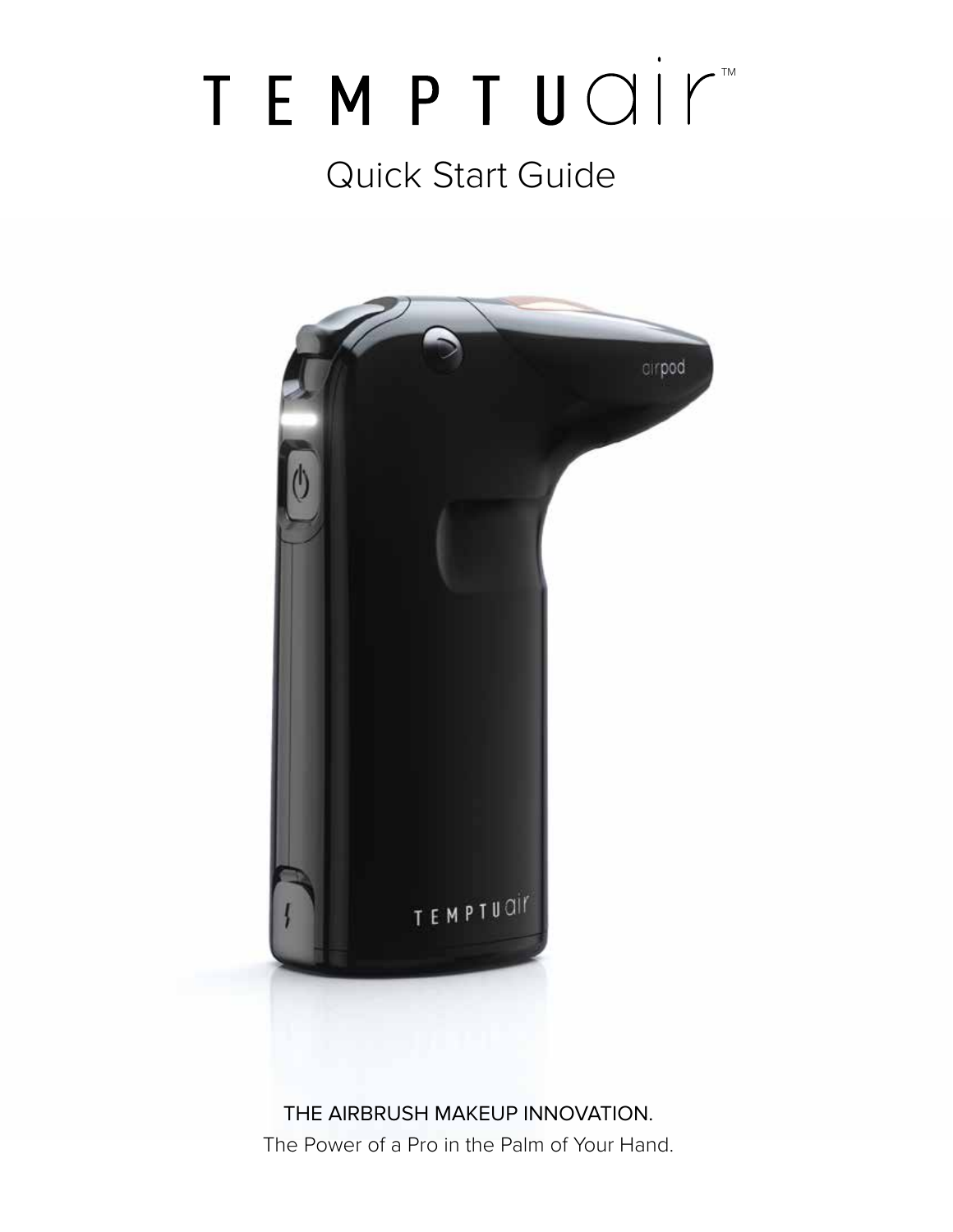# TEMPTUair™

## Quick Start Guide

THE AIRBRUSH MAKEUP INNOVATION.

The Power of a Pro in the Palm of Your Hand.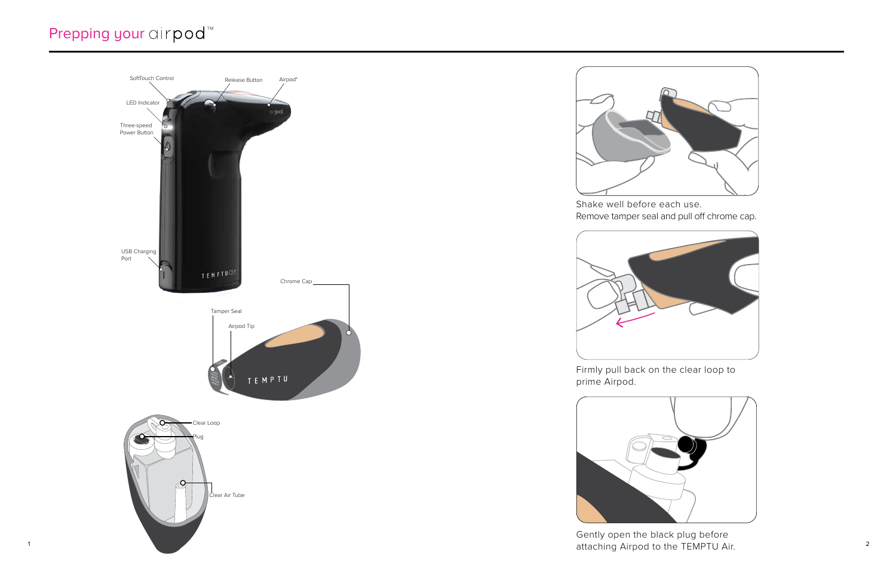# Prepping your airpod™

SoftTouch Control

Release Button

Airpod*

LED Indicator

Three-speed Power Button

USB Charging Port

Chrome Cap

Tamper Seal

Airpod Tip

Clear Loop

Plug

Clear Air Tube

Shake well before each use.
Remove tamper seal and pull off chrome cap.

Firmly pull back on the clear loop to prime Airpod.

Gently open the black plug before attaching Airpod to the TEMPTU Air.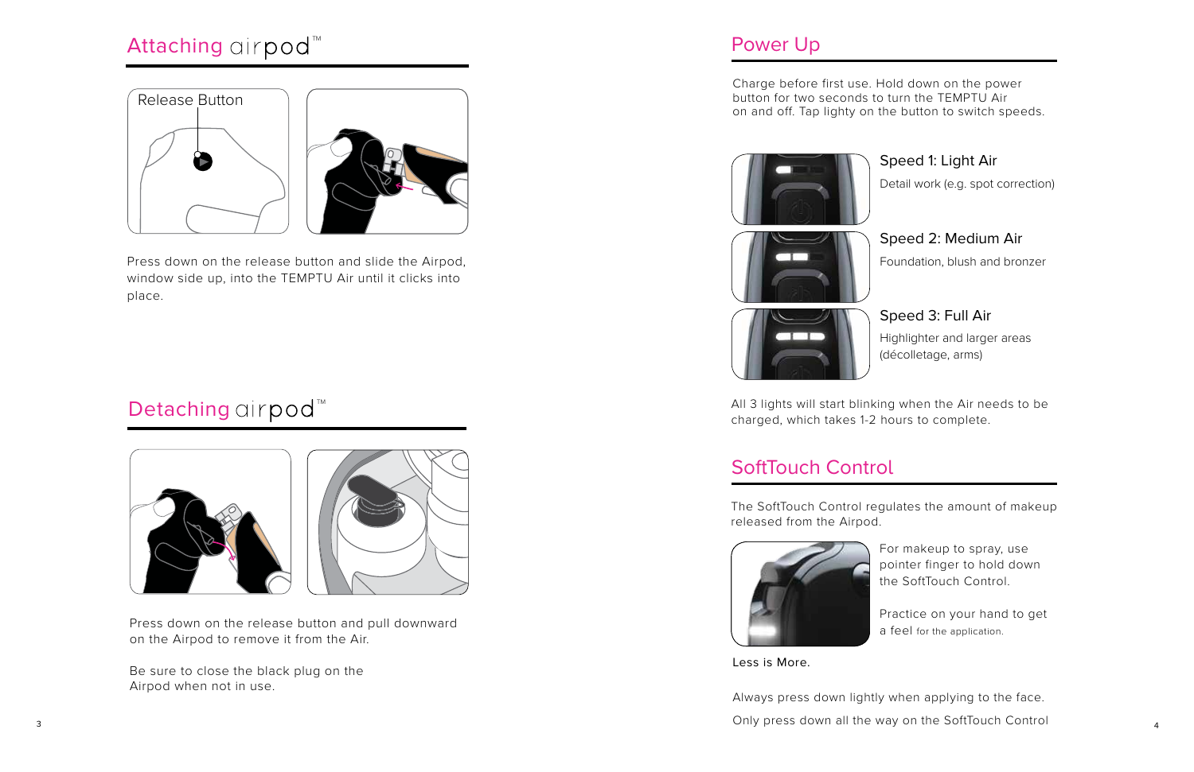## Attaching airpod™

Release Button

Press down on the release button and slide the Airpod, window side up, into the TEMPTU Air until it clicks into place.

## Detaching airpod™

Press down on the release button and pull downward on the Airpod to remove it from the Air.

Be sure to close the black plug on the Airpod when not in use.

## Power Up

Charge before first use. Hold down on the power button for two seconds to turn the TEMPTU Air on and off. Tap lighty on the button to switch speeds.

### Speed 1: Light Air

Detail work (e.g. spot correction)

### Speed 2: Medium Air

Foundation, blush and bronzer

### Speed 3: Full Air

Highlighter and larger areas (décolletage, arms)

All 3 lights will start blinking when the Air needs to be charged, which takes 1-2 hours to complete.

## SoftTouch Control

The SoftTouch Control regulates the amount of makeup released from the Airpod.

For makeup to spray, use pointer finger to hold down the SoftTouch Control.

Practice on your hand to get a feel for the application.

Less is More.

Always press down lightly when applying to the face.

Only press down all the way on the SoftTouch Control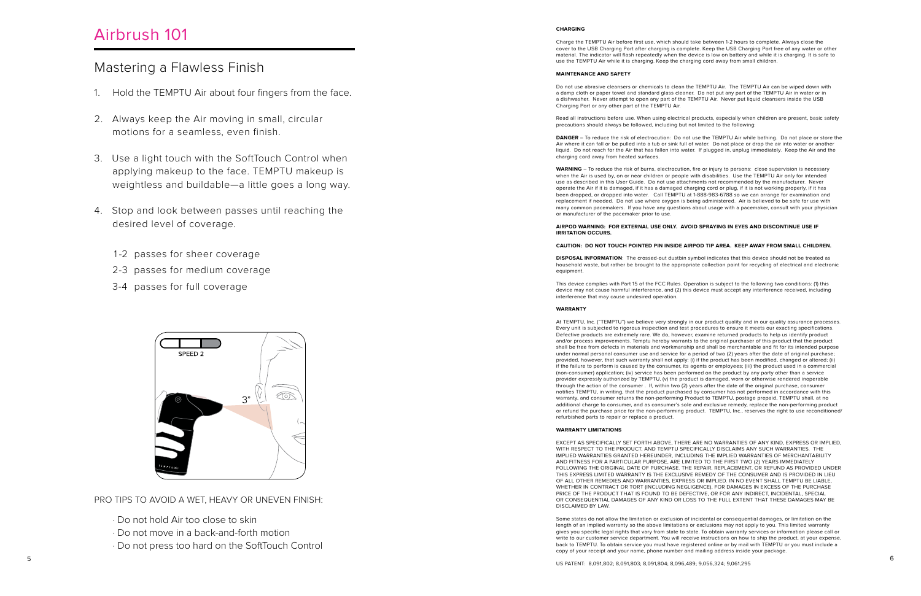# Airbrush 101

## Mastering a Flawless Finish

1. Hold the TEMPTU Air about four fingers from the face.
2. Always keep the Air moving in small, circular motions for a seamless, even finish.
3. Use a light touch with the SoftTouch Control when applying makeup to the face. TEMPTU makeup is weightless and buildable—a little goes a long way.
4. Stop and look between passes until reaching the desired level of coverage.

   1-2 passes for sheer coverage

   2-3 passes for medium coverage

   3-4 passes for full coverage

PRO TIPS TO AVOID A WET, HEAVY OR UNEVEN FINISH:

· Do not hold Air too close to skin
· Do not move in a back-and-forth motion
· Do not press too hard on the SoftTouch Control

**CHARGING**

Charge the TEMPTU Air before first use, which should take between 1-2 hours to complete. Always close the cover to the USB Charging Port after charging is complete. Keep the USB Charging Port free of any water or other material. The indicator will flash repeatedly when the device is low on battery and while it is charging. It is safe to use the TEMPTU Air while it is charging. Keep the charging cord away from small children.

**MAINTENANCE AND SAFETY**

Do not use abrasive cleansers or chemicals to clean the TEMPTU Air. The TEMPTU Air can be wiped down with a damp cloth or paper towel and standard glass cleaner. Do not put any part of the TEMPTU Air in water or in a dishwasher. Never attempt to open any part of the TEMPTU Air. Never put liquid cleansers inside the USB Charging Port or any other part of the TEMPTU Air.

Read all instructions before use. When using electrical products, especially when children are present, basic safety precautions should always be followed, including but not limited to the following:

**DANGER** – To reduce the risk of electrocution: Do not use the TEMPTU Air while bathing. Do not place or store the Air where it can fall or be pulled into a tub or sink full of water. Do not place or drop the air into water or another liquid. Do not reach for the Air that has fallen into water. If plugged in, unplug immediately. Keep the Air and the charging cord away from heated surfaces.

**WARNING** – To reduce the risk of burns, electrocution, fire or injury to persons: close supervision is necessary when the Air is used by, on or near children or people with disabilities. Use the TEMPTU Air only for intended use as described in this User Guide. Do not use attachments not recommended by the manufacturer. Never operate the Air if it is damaged, if it has a damaged charging cord or plug, if it is not working properly, if it has been dropped, or dropped into water. Call TEMPTU at 1-888-983-6788 so we can arrange for examination and replacement if needed. Do not use where oxygen is being administered. Air is believed to be safe for use with many common pacemakers. If you have any questions about usage with a pacemaker, consult with your physician or manufacturer of the pacemaker prior to use.

**AIRPOD WARNING: FOR EXTERNAL USE ONLY. AVOID SPRAYING IN EYES AND DISCONTINUE USE IF IRRITATION OCCURS.**

**CAUTION: DO NOT TOUCH POINTED PIN INSIDE AIRPOD TIP AREA. KEEP AWAY FROM SMALL CHILDREN.**

**DISPOSAL INFORMATION**: The crossed-out dustbin symbol indicates that this device should not be treated as household waste, but rather be brought to the appropriate collection point for recycling of electrical and electronic equipment.

This device complies with Part 15 of the FCC Rules. Operation is subject to the following two conditions: (1) this device may not cause harmful interference, and (2) this device must accept any interference received, including interference that may cause undesired operation.

**WARRANTY**

At TEMPTU, Inc. ("TEMPTU") we believe very strongly in our product quality and in our quality assurance processes. Every unit is subjected to rigorous inspection and test procedures to ensure it meets our exacting specifications. Defective products are extremely rare. We do, however, examine returned products to help us identify product and/or process improvements. Temptu hereby warrants to the original purchaser of this product that the product shall be free from defects in materials and workmanship and shall be merchantable and fit for its intended purpose under normal personal consumer use and service for a period of two (2) years after the date of original purchase; provided, however, that such warranty shall not apply: (i) if the product has been modified, changed or altered; (ii) if the failure to perform is caused by the consumer, its agents or employees; (iii) the product used in a commercial (non-consumer) application; (iv) service has been performed on the product by any party other than a service provider expressly authorized by TEMPTU, (v) the product is damaged, worn or otherwise rendered inoperable through the action of the consumer . If, within two (2) years after the date of the original purchase, consumer notifies TEMPTU, in writing, that the product purchased by consumer has not performed in accordance with this warranty, and consumer returns the non-performing Product to TEMPTU, postage prepaid, TEMPTU shall, at no additional charge to consumer, and as consumer's sole and exclusive remedy, replace the non-performing product or refund the purchase price for the non-performing product. TEMPTU, Inc., reserves the right to use reconditioned/ refurbished parts to repair or replace a product.

**WARRANTY LIMITATIONS**

EXCEPT AS SPECIFICALLY SET FORTH ABOVE, THERE ARE NO WARRANTIES OF ANY KIND, EXPRESS OR IMPLIED, WITH RESPECT TO THE PRODUCT, AND TEMPTU SPECIFICALLY DISCLAIMS ANY SUCH WARRANTIES. THE IMPLIED WARRANTIES GRANTED HEREUNDER, INCLUDING THE IMPLIED WARRANTIES OF MERCHANTABILITY AND FITNESS FOR A PARTICULAR PURPOSE, ARE LIMITED TO THE FIRST TWO (2) YEARS IMMEDIATELY FOLLOWING THE ORIGINAL DATE OF PURCHASE. THE REPAIR, REPLACEMENT, OR REFUND AS PROVIDED UNDER THIS EXPRESS LIMITED WARRANTY IS THE EXCLUSIVE REMEDY OF THE CONSUMER AND IS PROVIDED IN LIEU OF ALL OTHER REMEDIES AND WARRANTIES, EXPRESS OR IMPLIED. IN NO EVENT SHALL TEMPTU BE LIABLE, WHETHER IN CONTRACT OR TORT (INCLUDING NEGLIGENCE), FOR DAMAGES IN EXCESS OF THE PURCHASE PRICE OF THE PRODUCT THAT IS FOUND TO BE DEFECTIVE, OR FOR ANY INDIRECT, INCIDENTAL, SPECIAL OR CONSEQUENTIAL DAMAGES OF ANY KIND OR LOSS TO THE FULL EXTENT THAT THESE DAMAGES MAY BE DISCLAIMED BY LAW.

Some states do not allow the limitation or exclusion of incidental or consequential damages, or limitation on the length of an implied warranty so the above limitations or exclusions may not apply to you. This limited warranty gives you specific legal rights that vary from state to state. To obtain warranty services or information please call or write to our customer service department. You will receive instructions on how to ship the product, at your expense, back to TEMPTU. To obtain service you must have registered online or by mail with TEMPTU or you must include a copy of your receipt and your name, phone number and mailing address inside your package.

US PATENT: 8,091,802; 8,091,803; 8,091,804; 8,096,489; 9,056,324; 9,061,295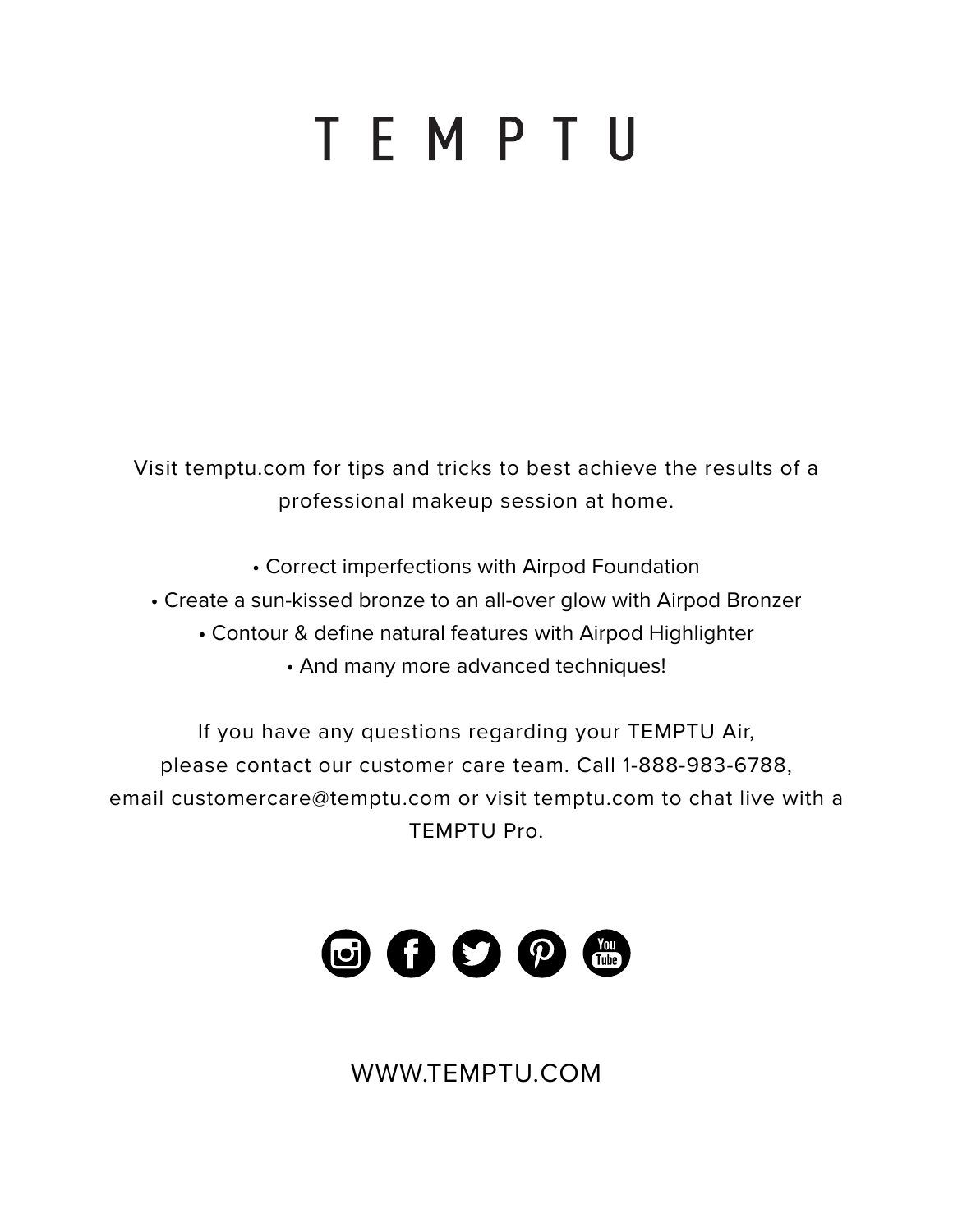# TEMPTU

Visit temptu.com for tips and tricks to best achieve the results of a professional makeup session at home.

- Correct imperfections with Airpod Foundation
- Create a sun-kissed bronze to an all-over glow with Airpod Bronzer
- Contour & define natural features with Airpod Highlighter
- And many more advanced techniques!

If you have any questions regarding your TEMPTU Air, please contact our customer care team. Call 1-888-983-6788, email customercare@temptu.com or visit temptu.com to chat live with a TEMPTU Pro.

WWW.TEMPTU.COM